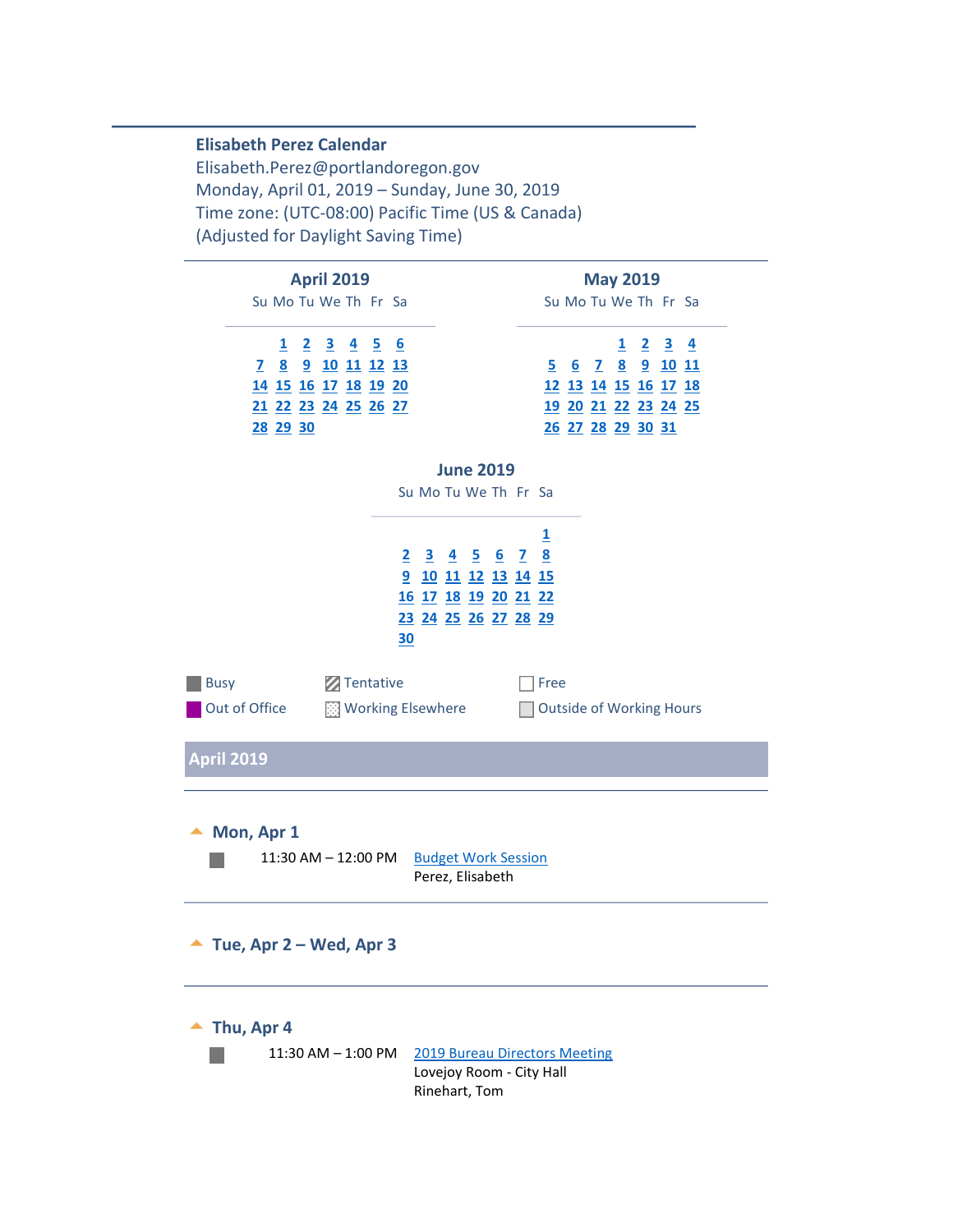**Elisabeth Perez Calendar**
Elisabeth.Perez@portlandoregon.gov
Monday, April 01, 2019 – Sunday, June 30, 2019
Time zone: (UTC-08:00) Pacific Time (US & Canada)
(Adjusted for Daylight Saving Time)

**April 2019**

| Su | Mo | Tu | We | Th | Fr | Sa |
|---|---|---|---|---|---|---|
| | 1 | 2 | 3 | 4 | 5 | 6 |
| 7 | 8 | 9 | 10 | 11 | 12 | 13 |
| 14 | 15 | 16 | 17 | 18 | 19 | 20 |
| 21 | 22 | 23 | 24 | 25 | 26 | 27 |
| 28 | 29 | 30 | | | | |

**May 2019**

| Su | Mo | Tu | We | Th | Fr | Sa |
|---|---|---|---|---|---|---|
| | | | 1 | 2 | 3 | 4 |
| 5 | 6 | 7 | 8 | 9 | 10 | 11 |
| 12 | 13 | 14 | 15 | 16 | 17 | 18 |
| 19 | 20 | 21 | 22 | 23 | 24 | 25 |
| 26 | 27 | 28 | 29 | 30 | 31 | |

**June 2019**

| Su | Mo | Tu | We | Th | Fr | Sa |
|---|---|---|---|---|---|---|
| | | | | | | 1 |
| 2 | 3 | 4 | 5 | 6 | 7 | 8 |
| 9 | 10 | 11 | 12 | 13 | 14 | 15 |
| 16 | 17 | 18 | 19 | 20 | 21 | 22 |
| 23 | 24 | 25 | 26 | 27 | 28 | 29 |
| 30 | | | | | | |

Busy | Tentative | Free
Out of Office | Working Elsewhere | Outside of Working Hours

## April 2019

### Mon, Apr 1

11:30 AM – 12:00 PM Budget Work Session
Perez, Elisabeth

### Tue, Apr 2 – Wed, Apr 3

### Thu, Apr 4

11:30 AM – 1:00 PM 2019 Bureau Directors Meeting
Lovejoy Room - City Hall
Rinehart, Tom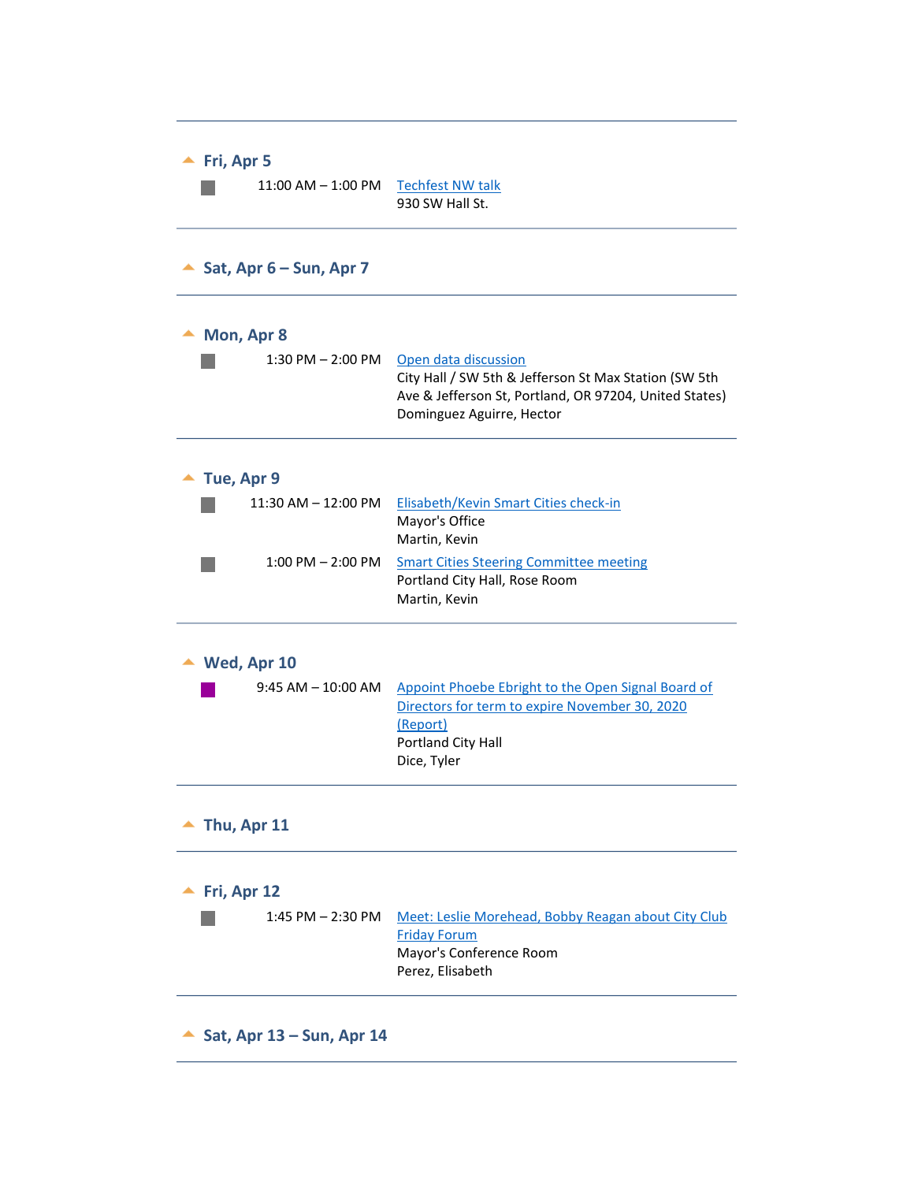## Fri, Apr 5

11:00 AM – 1:00 PM Techfest NW talk
930 SW Hall St.

## Sat, Apr 6 – Sun, Apr 7

## Mon, Apr 8

1:30 PM – 2:00 PM Open data discussion
City Hall / SW 5th & Jefferson St Max Station (SW 5th Ave & Jefferson St, Portland, OR 97204, United States)
Dominguez Aguirre, Hector

## Tue, Apr 9

11:30 AM – 12:00 PM Elisabeth/Kevin Smart Cities check-in
Mayor's Office
Martin, Kevin

1:00 PM – 2:00 PM Smart Cities Steering Committee meeting
Portland City Hall, Rose Room
Martin, Kevin

## Wed, Apr 10

9:45 AM – 10:00 AM Appoint Phoebe Ebright to the Open Signal Board of Directors for term to expire November 30, 2020 (Report)
Portland City Hall
Dice, Tyler

## Thu, Apr 11

## Fri, Apr 12

1:45 PM – 2:30 PM Meet: Leslie Morehead, Bobby Reagan about City Club Friday Forum
Mayor's Conference Room
Perez, Elisabeth

## Sat, Apr 13 – Sun, Apr 14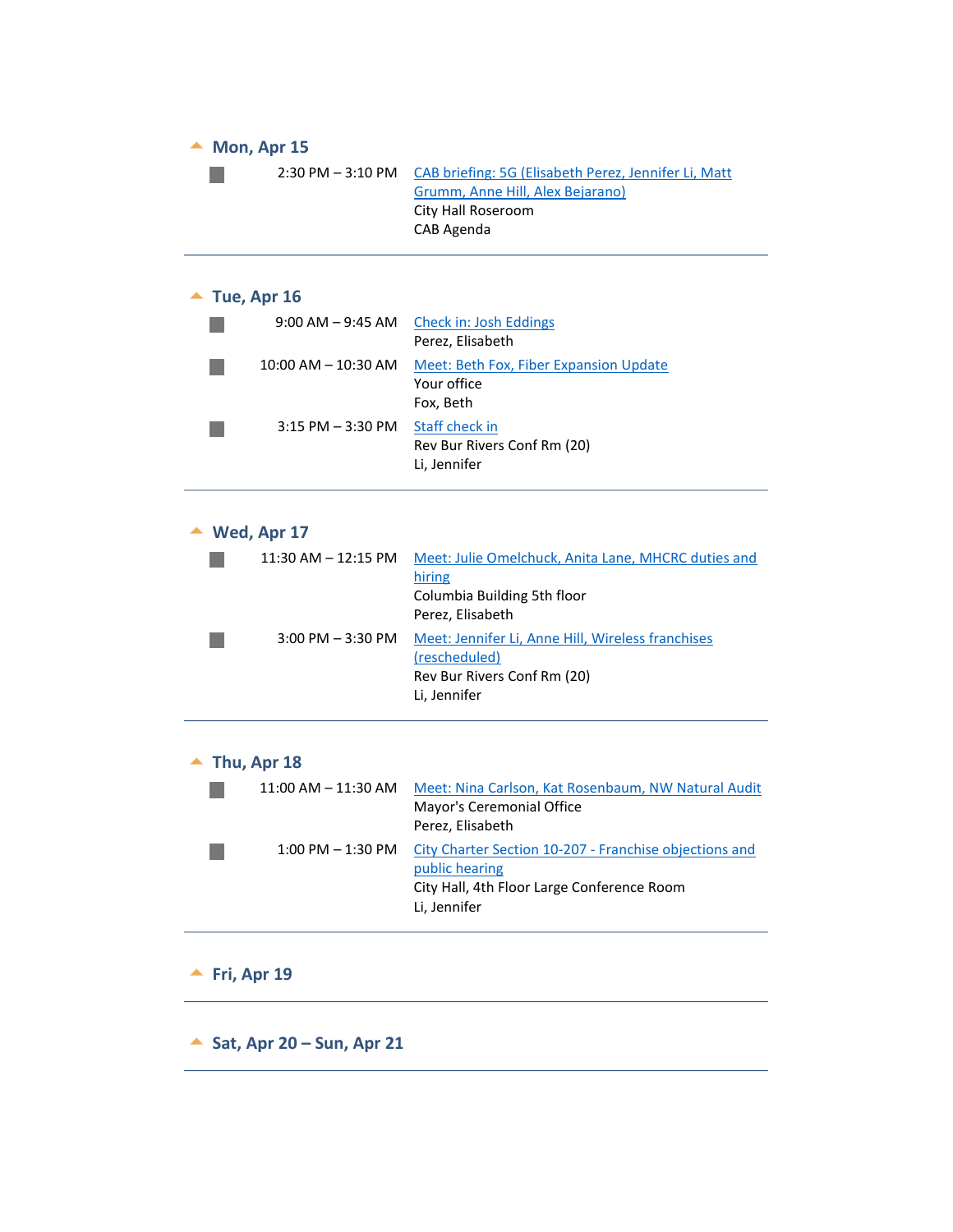## Mon, Apr 15

| Time | Event |
| --- | --- |
| 2:30 PM – 3:10 PM | CAB briefing: 5G (Elisabeth Perez, Jennifer Li, Matt Grumm, Anne Hill, Alex Bejarano)<br>City Hall Roseroom<br>CAB Agenda |

---

## Tue, Apr 16

| Time | Event |
| --- | --- |
| 9:00 AM – 9:45 AM | Check in: Josh Eddings<br>Perez, Elisabeth |
| 10:00 AM – 10:30 AM | Meet: Beth Fox, Fiber Expansion Update<br>Your office<br>Fox, Beth |
| 3:15 PM – 3:30 PM | Staff check in<br>Rev Bur Rivers Conf Rm (20)<br>Li, Jennifer |

---

## Wed, Apr 17

| Time | Event |
| --- | --- |
| 11:30 AM – 12:15 PM | Meet: Julie Omelchuck, Anita Lane, MHCRC duties and hiring<br>Columbia Building 5th floor<br>Perez, Elisabeth |
| 3:00 PM – 3:30 PM | Meet: Jennifer Li, Anne Hill, Wireless franchises (rescheduled)<br>Rev Bur Rivers Conf Rm (20)<br>Li, Jennifer |

---

## Thu, Apr 18

| Time | Event |
| --- | --- |
| 11:00 AM – 11:30 AM | Meet: Nina Carlson, Kat Rosenbaum, NW Natural Audit<br>Mayor's Ceremonial Office<br>Perez, Elisabeth |
| 1:00 PM – 1:30 PM | City Charter Section 10-207 - Franchise objections and public hearing<br>City Hall, 4th Floor Large Conference Room<br>Li, Jennifer |

---

## Fri, Apr 19

---

## Sat, Apr 20 – Sun, Apr 21

---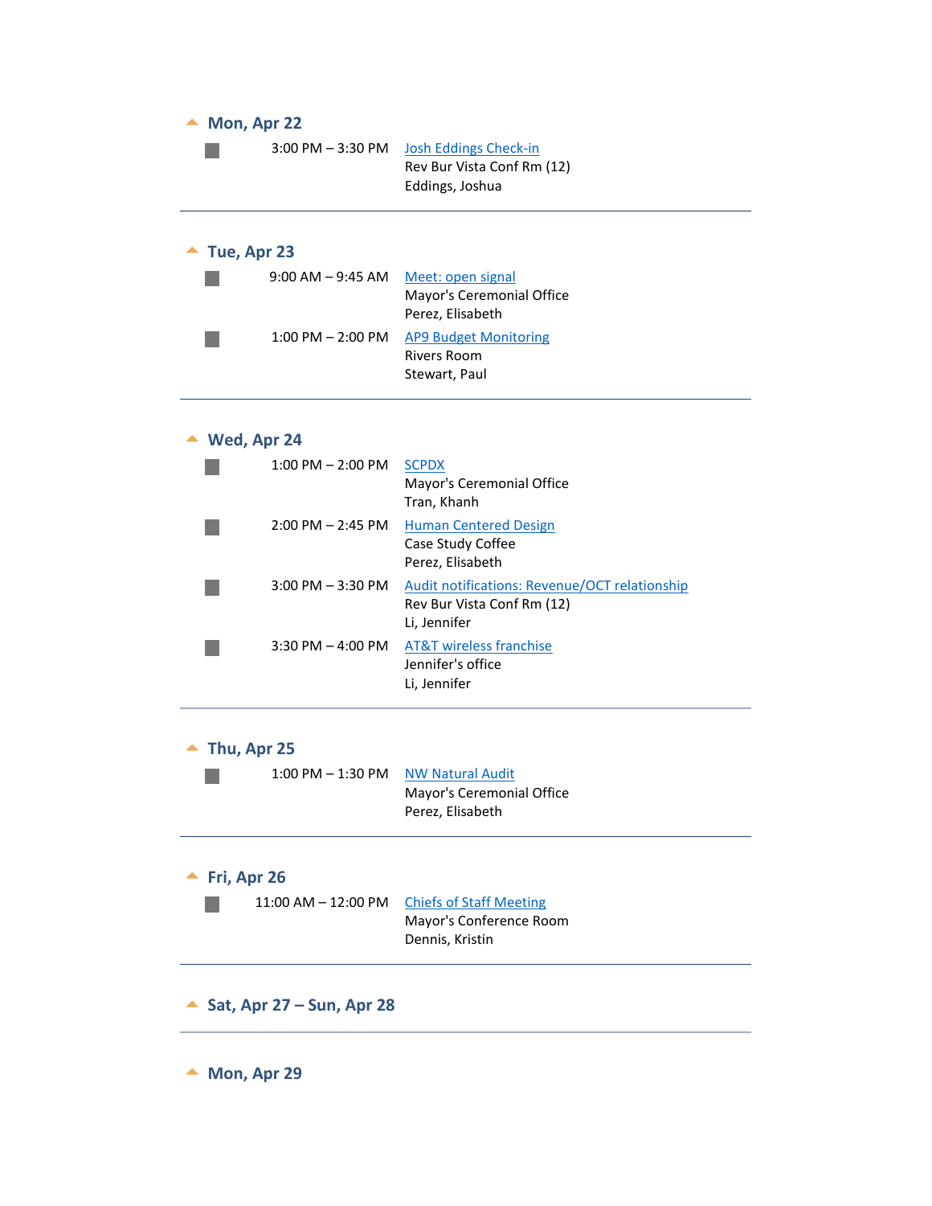## Mon, Apr 22

3:00 PM – 3:30 PM  
Josh Eddings Check-in  
Rev Bur Vista Conf Rm (12)  
Eddings, Joshua

---

## Tue, Apr 23

9:00 AM – 9:45 AM  
Meet: open signal  
Mayor's Ceremonial Office  
Perez, Elisabeth

1:00 PM – 2:00 PM  
AP9 Budget Monitoring  
Rivers Room  
Stewart, Paul

---

## Wed, Apr 24

1:00 PM – 2:00 PM  
SCPDX  
Mayor's Ceremonial Office  
Tran, Khanh

2:00 PM – 2:45 PM  
Human Centered Design  
Case Study Coffee  
Perez, Elisabeth

3:00 PM – 3:30 PM  
Audit notifications: Revenue/OCT relationship  
Rev Bur Vista Conf Rm (12)  
Li, Jennifer

3:30 PM – 4:00 PM  
AT&T wireless franchise  
Jennifer's office  
Li, Jennifer

---

## Thu, Apr 25

1:00 PM – 1:30 PM  
NW Natural Audit  
Mayor's Ceremonial Office  
Perez, Elisabeth

---

## Fri, Apr 26

11:00 AM – 12:00 PM  
Chiefs of Staff Meeting  
Mayor's Conference Room  
Dennis, Kristin

---

## Sat, Apr 27 – Sun, Apr 28

---

## Mon, Apr 29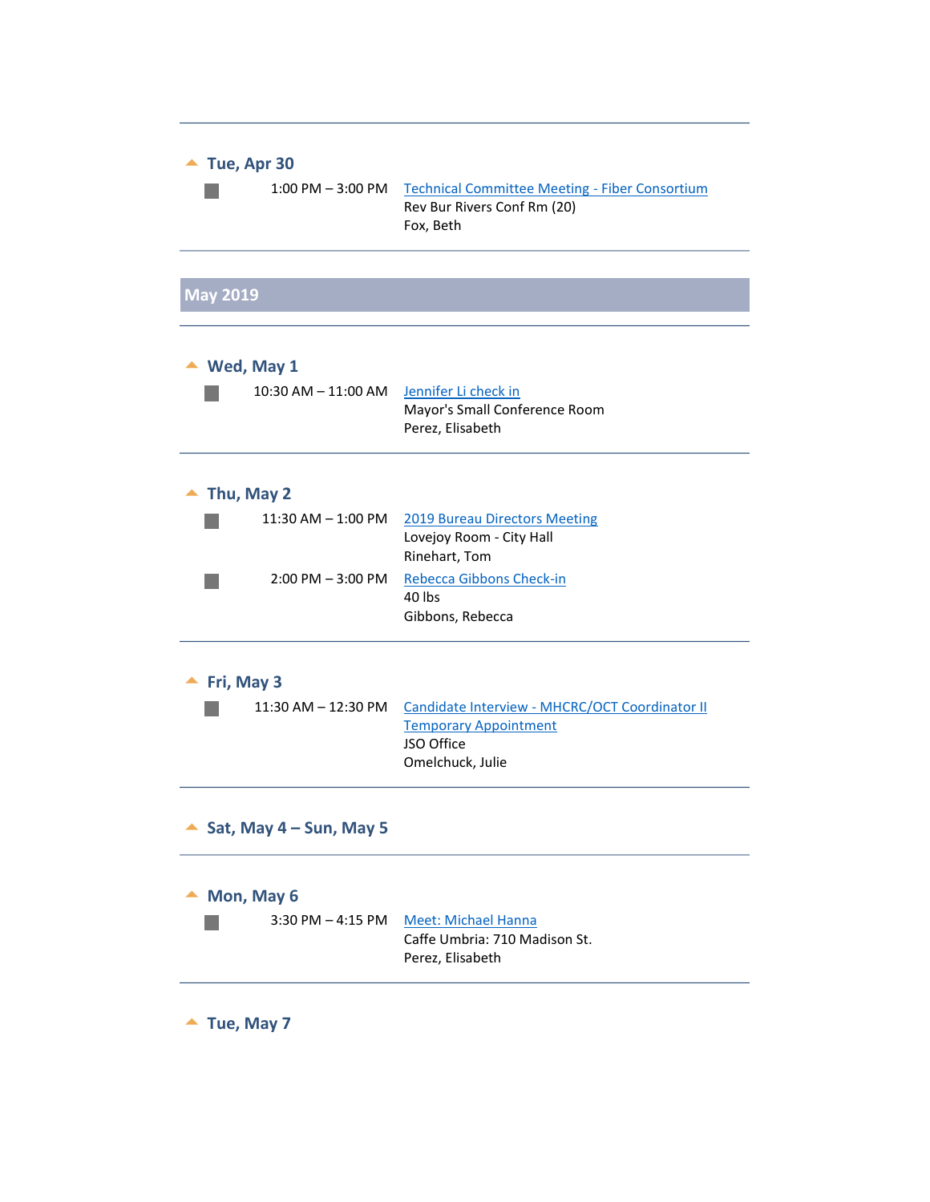### Tue, Apr 30

1:00 PM – 3:00 PM [Technical Committee Meeting - Fiber Consortium]
Rev Bur Rivers Conf Rm (20)
Fox, Beth

## May 2019

### Wed, May 1

10:30 AM – 11:00 AM [Jennifer Li check in]
Mayor's Small Conference Room
Perez, Elisabeth

### Thu, May 2

11:30 AM – 1:00 PM [2019 Bureau Directors Meeting]
Lovejoy Room - City Hall
Rinehart, Tom

2:00 PM – 3:00 PM [Rebecca Gibbons Check-in]
40 lbs
Gibbons, Rebecca

### Fri, May 3

11:30 AM – 12:30 PM [Candidate Interview - MHCRC/OCT Coordinator II Temporary Appointment]
JSO Office
Omelchuck, Julie

### Sat, May 4 – Sun, May 5

### Mon, May 6

3:30 PM – 4:15 PM [Meet: Michael Hanna]
Caffe Umbria: 710 Madison St.
Perez, Elisabeth

### Tue, May 7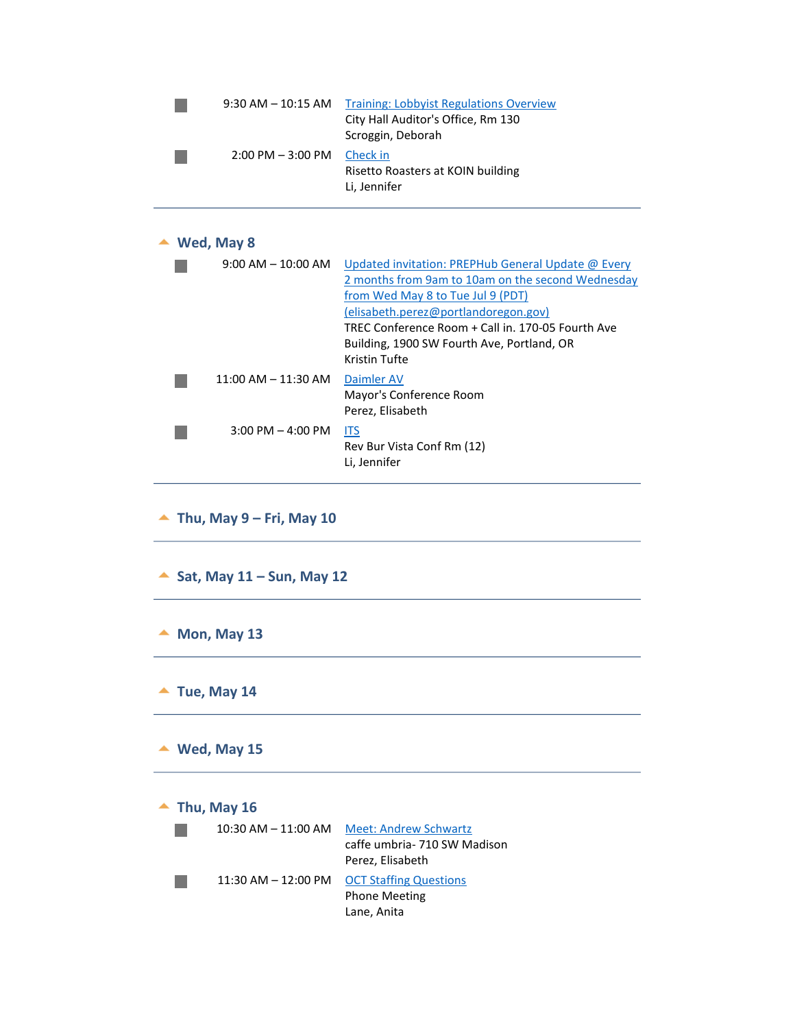- 9:30 AM – 10:15 AM  Training: Lobbyist Regulations Overview
  City Hall Auditor's Office, Rm 130
  Scroggin, Deborah
- 2:00 PM – 3:00 PM  Check in
  Risetto Roasters at KOIN building
  Li, Jennifer

---

## Wed, May 8

- 9:00 AM – 10:00 AM  Updated invitation: PREPHub General Update @ Every 2 months from 9am to 10am on the second Wednesday from Wed May 8 to Tue Jul 9 (PDT) (elisabeth.perez@portlandoregon.gov)
  TREC Conference Room + Call in. 170-05 Fourth Ave Building, 1900 SW Fourth Ave, Portland, OR
  Kristin Tufte
- 11:00 AM – 11:30 AM  Daimler AV
  Mayor's Conference Room
  Perez, Elisabeth
- 3:00 PM – 4:00 PM  ITS
  Rev Bur Vista Conf Rm (12)
  Li, Jennifer

---

## Thu, May 9 – Fri, May 10

---

## Sat, May 11 – Sun, May 12

---

## Mon, May 13

---

## Tue, May 14

---

## Wed, May 15

---

## Thu, May 16

- 10:30 AM – 11:00 AM  Meet: Andrew Schwartz
  caffe umbria- 710 SW Madison
  Perez, Elisabeth
- 11:30 AM – 12:00 PM  OCT Staffing Questions
  Phone Meeting
  Lane, Anita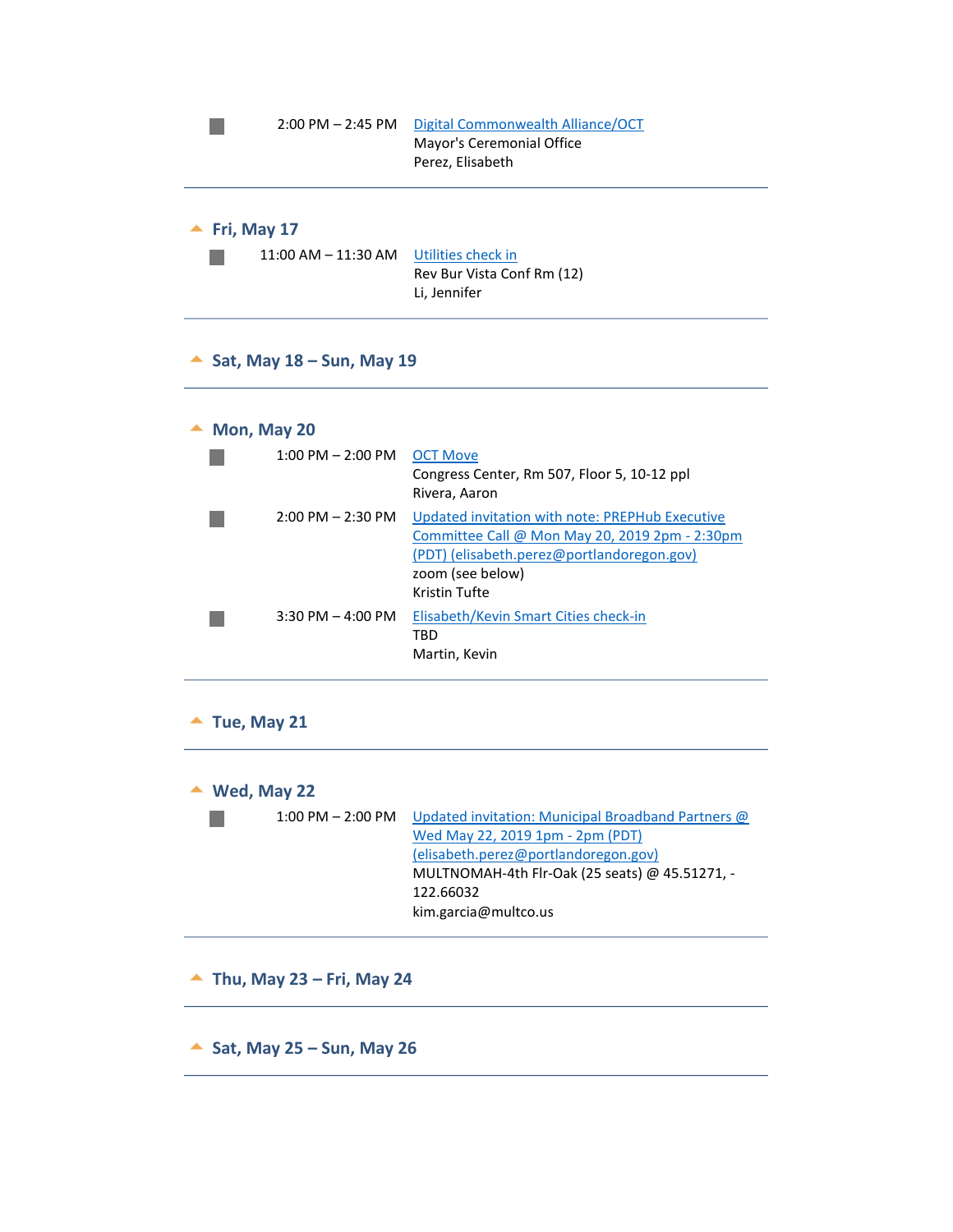2:00 PM – 2:45 PM **Digital Commonwealth Alliance/OCT**
Mayor's Ceremonial Office
Perez, Elisabeth

---

## Fri, May 17

11:00 AM – 11:30 AM **Utilities check in**
Rev Bur Vista Conf Rm (12)
Li, Jennifer

---

## Sat, May 18 – Sun, May 19

---

## Mon, May 20

1:00 PM – 2:00 PM **OCT Move**
Congress Center, Rm 507, Floor 5, 10-12 ppl
Rivera, Aaron

2:00 PM – 2:30 PM **Updated invitation with note: PREPHub Executive Committee Call @ Mon May 20, 2019 2pm - 2:30pm (PDT) (elisabeth.perez@portlandoregon.gov)**
zoom (see below)
Kristin Tufte

3:30 PM – 4:00 PM **Elisabeth/Kevin Smart Cities check-in**
TBD
Martin, Kevin

---

## Tue, May 21

---

## Wed, May 22

1:00 PM – 2:00 PM **Updated invitation: Municipal Broadband Partners @ Wed May 22, 2019 1pm - 2pm (PDT) (elisabeth.perez@portlandoregon.gov)**
MULTNOMAH-4th Flr-Oak (25 seats) @ 45.51271, -122.66032
kim.garcia@multco.us

---

## Thu, May 23 – Fri, May 24

---

## Sat, May 25 – Sun, May 26

---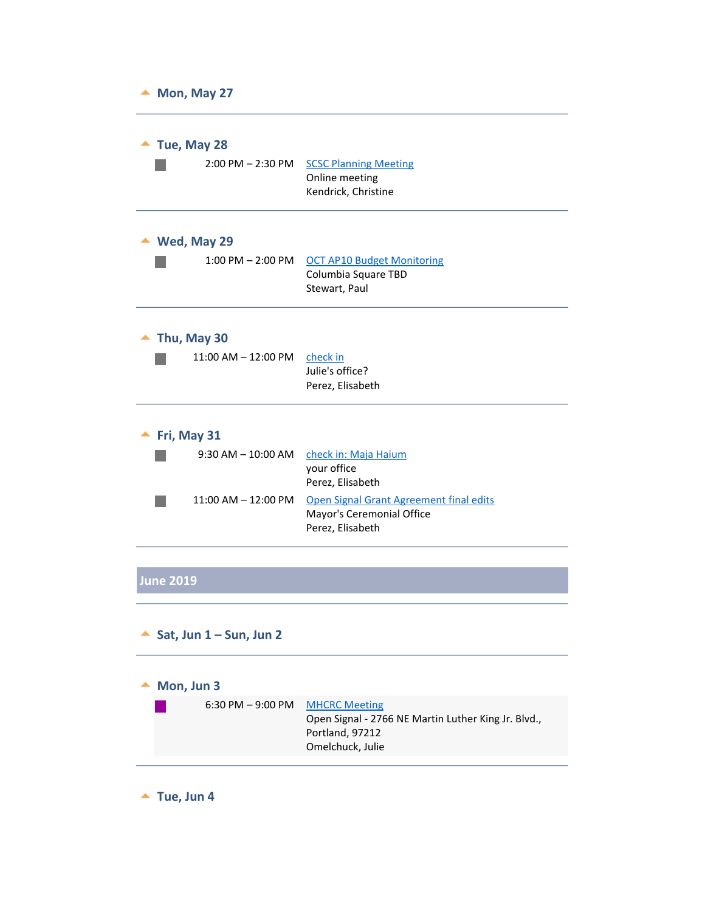## Mon, May 27

---

## Tue, May 28

2:00 PM – 2:30 PM — SCSC Planning Meeting
Online meeting
Kendrick, Christine

---

## Wed, May 29

1:00 PM – 2:00 PM — OCT AP10 Budget Monitoring
Columbia Square TBD
Stewart, Paul

---

## Thu, May 30

11:00 AM – 12:00 PM — check in
Julie's office?
Perez, Elisabeth

---

## Fri, May 31

9:30 AM – 10:00 AM — check in: Maja Haium
your office
Perez, Elisabeth

11:00 AM – 12:00 PM — Open Signal Grant Agreement final edits
Mayor's Ceremonial Office
Perez, Elisabeth

---

# June 2019

---

## Sat, Jun 1 – Sun, Jun 2

---

## Mon, Jun 3

6:30 PM – 9:00 PM — MHCRC Meeting
Open Signal - 2766 NE Martin Luther King Jr. Blvd., Portland, 97212
Omelchuck, Julie

---

## Tue, Jun 4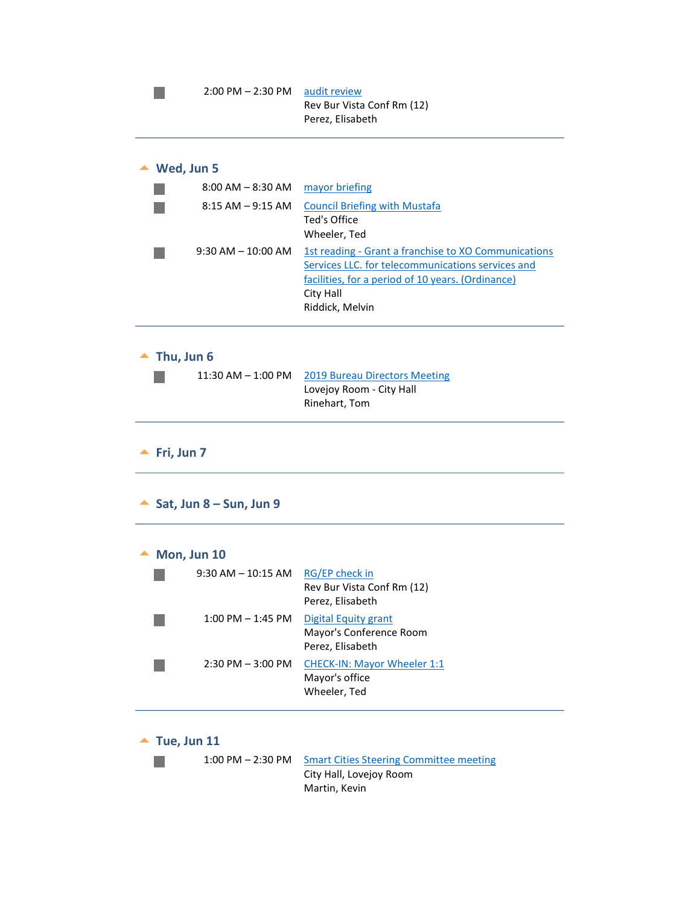2:00 PM – 2:30 PM [audit review]
Rev Bur Vista Conf Rm (12)
Perez, Elisabeth

---

## Wed, Jun 5

8:00 AM – 8:30 AM [mayor briefing]

8:15 AM – 9:15 AM [Council Briefing with Mustafa]
Ted's Office
Wheeler, Ted

9:30 AM – 10:00 AM [1st reading - Grant a franchise to XO Communications Services LLC. for telecommunications services and facilities, for a period of 10 years. (Ordinance)]
City Hall
Riddick, Melvin

---

## Thu, Jun 6

11:30 AM – 1:00 PM [2019 Bureau Directors Meeting]
Lovejoy Room - City Hall
Rinehart, Tom

---

## Fri, Jun 7

---

## Sat, Jun 8 – Sun, Jun 9

---

## Mon, Jun 10

9:30 AM – 10:15 AM [RG/EP check in]
Rev Bur Vista Conf Rm (12)
Perez, Elisabeth

1:00 PM – 1:45 PM [Digital Equity grant]
Mayor's Conference Room
Perez, Elisabeth

2:30 PM – 3:00 PM [CHECK-IN: Mayor Wheeler 1:1]
Mayor's office
Wheeler, Ted

---

## Tue, Jun 11

1:00 PM – 2:30 PM [Smart Cities Steering Committee meeting]
City Hall, Lovejoy Room
Martin, Kevin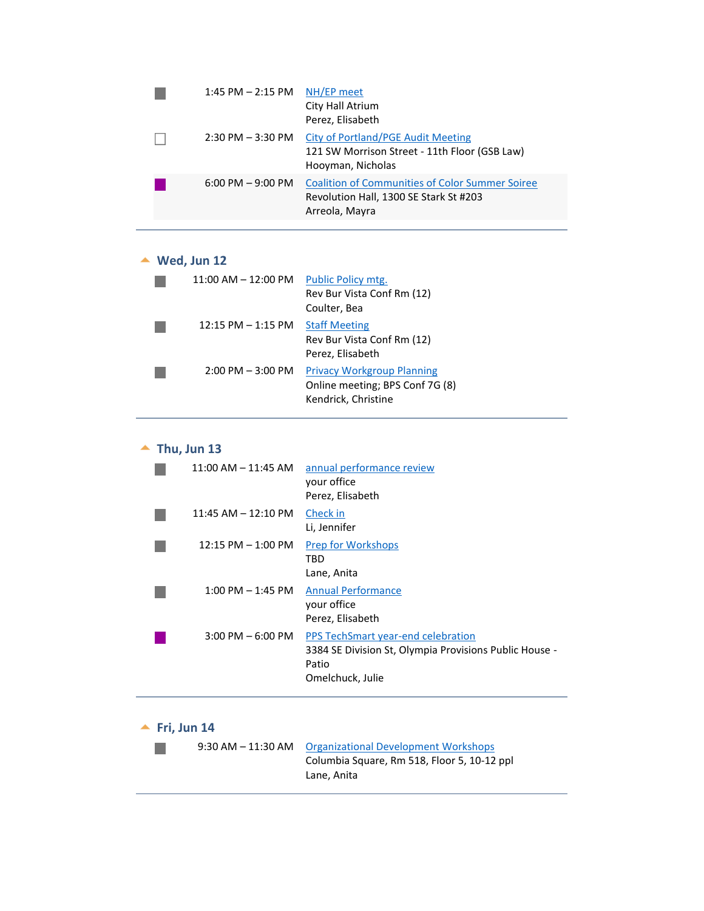1:45 PM – 2:15 PM **NH/EP meet**
City Hall Atrium
Perez, Elisabeth

2:30 PM – 3:30 PM **City of Portland/PGE Audit Meeting**
121 SW Morrison Street - 11th Floor (GSB Law)
Hooyman, Nicholas

6:00 PM – 9:00 PM **Coalition of Communities of Color Summer Soiree**
Revolution Hall, 1300 SE Stark St #203
Arreola, Mayra

---

## Wed, Jun 12

11:00 AM – 12:00 PM **Public Policy mtg.**
Rev Bur Vista Conf Rm (12)
Coulter, Bea

12:15 PM – 1:15 PM **Staff Meeting**
Rev Bur Vista Conf Rm (12)
Perez, Elisabeth

2:00 PM – 3:00 PM **Privacy Workgroup Planning**
Online meeting; BPS Conf 7G (8)
Kendrick, Christine

---

## Thu, Jun 13

11:00 AM – 11:45 AM **annual performance review**
your office
Perez, Elisabeth

11:45 AM – 12:10 PM **Check in**
Li, Jennifer

12:15 PM – 1:00 PM **Prep for Workshops**
TBD
Lane, Anita

1:00 PM – 1:45 PM **Annual Performance**
your office
Perez, Elisabeth

3:00 PM – 6:00 PM **PPS TechSmart year-end celebration**
3384 SE Division St, Olympia Provisions Public House - Patio
Omelchuck, Julie

---

## Fri, Jun 14

9:30 AM – 11:30 AM **Organizational Development Workshops**
Columbia Square, Rm 518, Floor 5, 10-12 ppl
Lane, Anita

---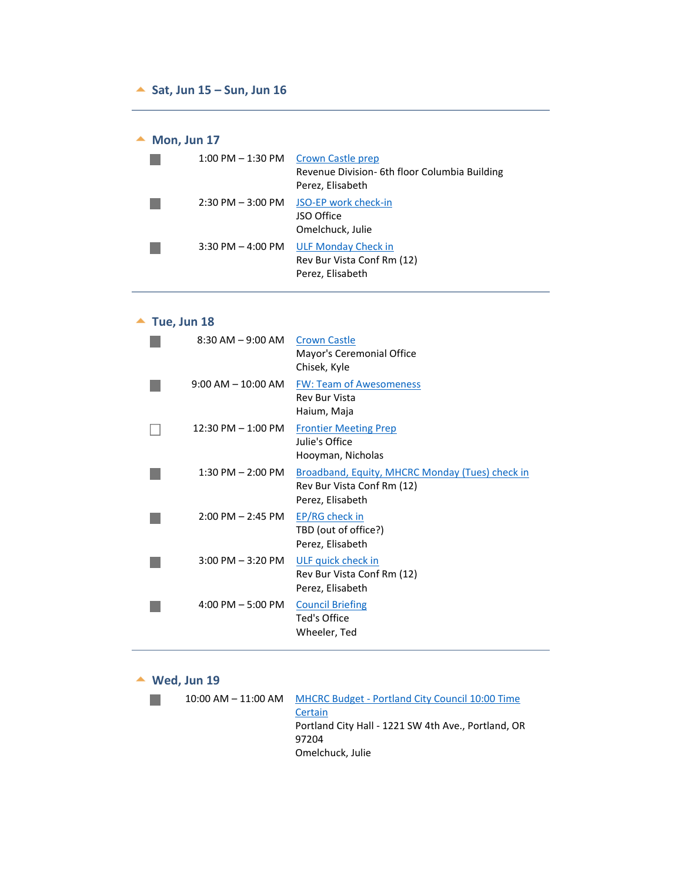## Sat, Jun 15 – Sun, Jun 16

---

## Mon, Jun 17

- 1:00 PM – 1:30 PM — Crown Castle prep
  Revenue Division- 6th floor Columbia Building
  Perez, Elisabeth
- 2:30 PM – 3:00 PM — JSO-EP work check-in
  JSO Office
  Omelchuck, Julie
- 3:30 PM – 4:00 PM — ULF Monday Check in
  Rev Bur Vista Conf Rm (12)
  Perez, Elisabeth

---

## Tue, Jun 18

- 8:30 AM – 9:00 AM — Crown Castle
  Mayor's Ceremonial Office
  Chisek, Kyle
- 9:00 AM – 10:00 AM — FW: Team of Awesomeness
  Rev Bur Vista
  Haium, Maja
- 12:30 PM – 1:00 PM — Frontier Meeting Prep
  Julie's Office
  Hooyman, Nicholas
- 1:30 PM – 2:00 PM — Broadband, Equity, MHCRC Monday (Tues) check in
  Rev Bur Vista Conf Rm (12)
  Perez, Elisabeth
- 2:00 PM – 2:45 PM — EP/RG check in
  TBD (out of office?)
  Perez, Elisabeth
- 3:00 PM – 3:20 PM — ULF quick check in
  Rev Bur Vista Conf Rm (12)
  Perez, Elisabeth
- 4:00 PM – 5:00 PM — Council Briefing
  Ted's Office
  Wheeler, Ted

---

## Wed, Jun 19

- 10:00 AM – 11:00 AM — MHCRC Budget - Portland City Council 10:00 Time Certain
  Portland City Hall - 1221 SW 4th Ave., Portland, OR 97204
  Omelchuck, Julie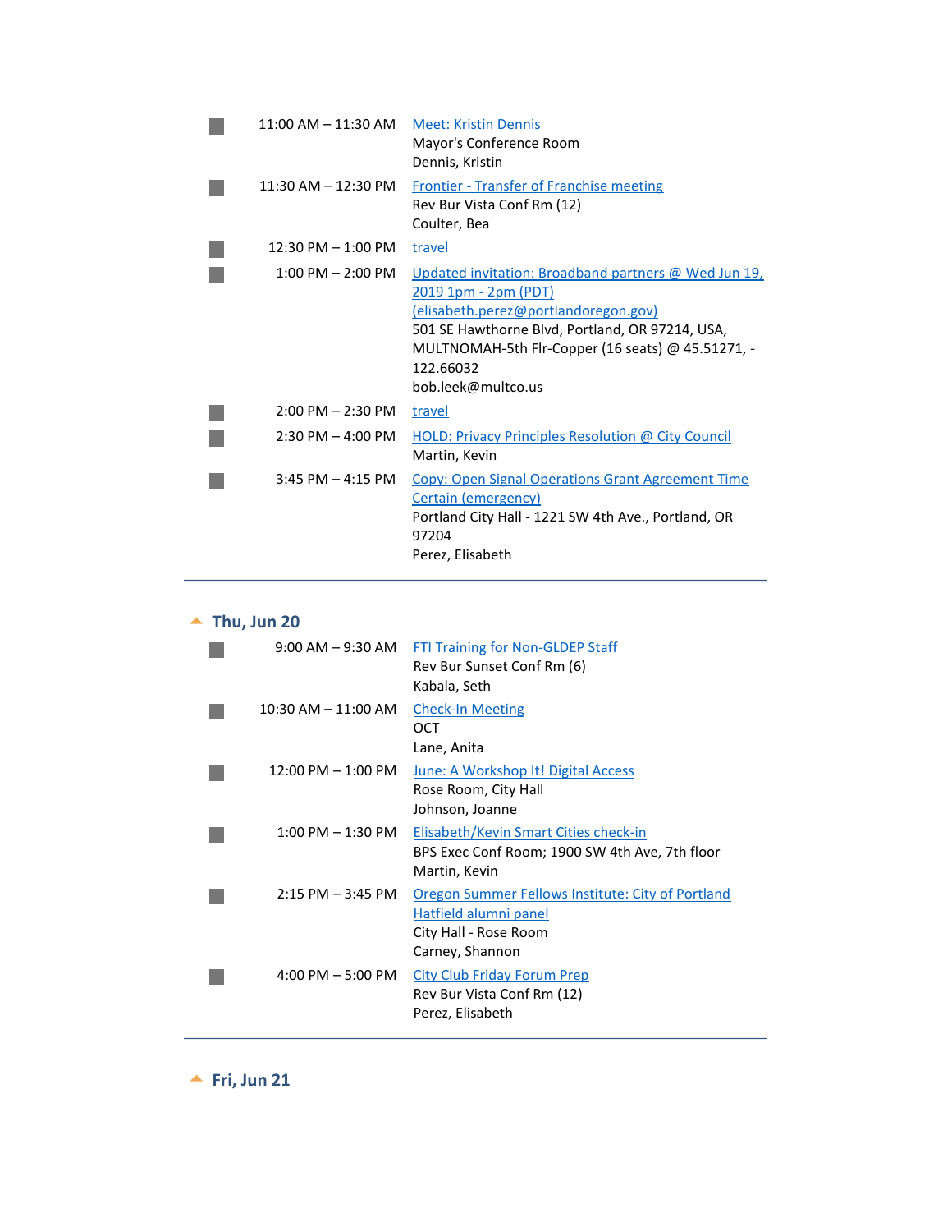| | | |
|---|---|---|
| ■ | 11:00 AM – 11:30 AM | Meet: Kristin Dennis<br>Mayor's Conference Room<br>Dennis, Kristin |
| ■ | 11:30 AM – 12:30 PM | Frontier - Transfer of Franchise meeting<br>Rev Bur Vista Conf Rm (12)<br>Coulter, Bea |
| ■ | 12:30 PM – 1:00 PM | travel |
| ■ | 1:00 PM – 2:00 PM | Updated invitation: Broadband partners @ Wed Jun 19, 2019 1pm - 2pm (PDT) (elisabeth.perez@portlandoregon.gov)<br>501 SE Hawthorne Blvd, Portland, OR 97214, USA, MULTNOMAH-5th Flr-Copper (16 seats) @ 45.51271, -122.66032<br>bob.leek@multco.us |
| ■ | 2:00 PM – 2:30 PM | travel |
| ■ | 2:30 PM – 4:00 PM | HOLD: Privacy Principles Resolution @ City Council<br>Martin, Kevin |
| ■ | 3:45 PM – 4:15 PM | Copy: Open Signal Operations Grant Agreement Time Certain (emergency)<br>Portland City Hall - 1221 SW 4th Ave., Portland, OR 97204<br>Perez, Elisabeth |

## Thu, Jun 20

| | | |
|---|---|---|
| ■ | 9:00 AM – 9:30 AM | FTI Training for Non-GLDEP Staff<br>Rev Bur Sunset Conf Rm (6)<br>Kabala, Seth |
| ■ | 10:30 AM – 11:00 AM | Check-In Meeting<br>OCT<br>Lane, Anita |
| ■ | 12:00 PM – 1:00 PM | June: A Workshop It! Digital Access<br>Rose Room, City Hall<br>Johnson, Joanne |
| ■ | 1:00 PM – 1:30 PM | Elisabeth/Kevin Smart Cities check-in<br>BPS Exec Conf Room; 1900 SW 4th Ave, 7th floor<br>Martin, Kevin |
| ■ | 2:15 PM – 3:45 PM | Oregon Summer Fellows Institute: City of Portland Hatfield alumni panel<br>City Hall - Rose Room<br>Carney, Shannon |
| ■ | 4:00 PM – 5:00 PM | City Club Friday Forum Prep<br>Rev Bur Vista Conf Rm (12)<br>Perez, Elisabeth |

## Fri, Jun 21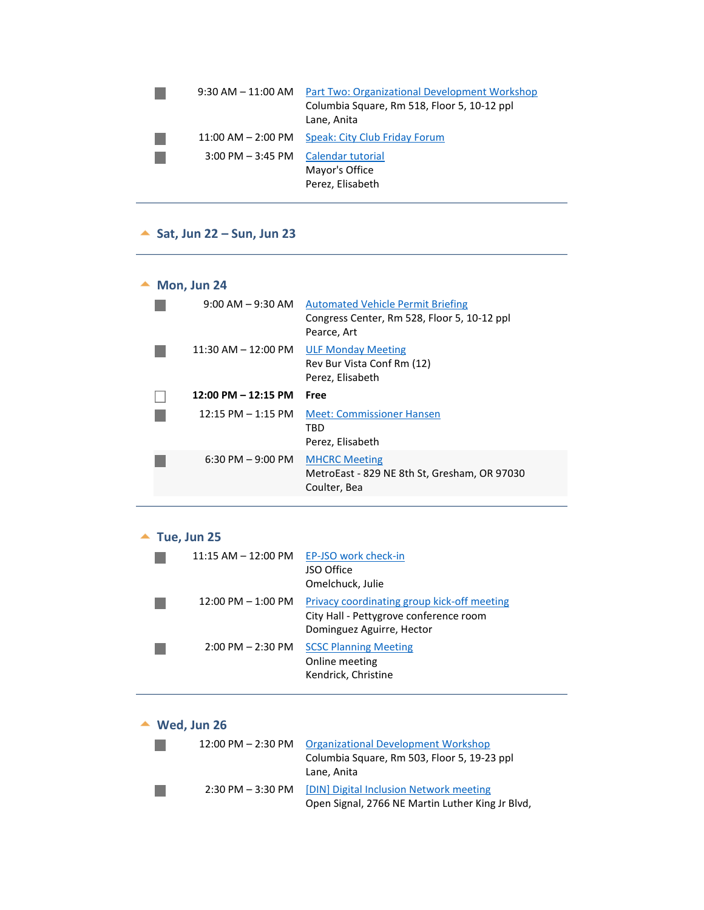- 9:30 AM – 11:00 AM — Part Two: Organizational Development Workshop
  Columbia Square, Rm 518, Floor 5, 10-12 ppl
  Lane, Anita
- 11:00 AM – 2:00 PM — Speak: City Club Friday Forum
- 3:00 PM – 3:45 PM — Calendar tutorial
  Mayor's Office
  Perez, Elisabeth

## Sat, Jun 22 – Sun, Jun 23

## Mon, Jun 24

- 9:00 AM – 9:30 AM — Automated Vehicle Permit Briefing
  Congress Center, Rm 528, Floor 5, 10-12 ppl
  Pearce, Art
- 11:30 AM – 12:00 PM — ULF Monday Meeting
  Rev Bur Vista Conf Rm (12)
  Perez, Elisabeth
- **12:00 PM – 12:15 PM — Free**
- 12:15 PM – 1:15 PM — Meet: Commissioner Hansen
  TBD
  Perez, Elisabeth
- 6:30 PM – 9:00 PM — MHCRC Meeting
  MetroEast - 829 NE 8th St, Gresham, OR 97030
  Coulter, Bea

## Tue, Jun 25

- 11:15 AM – 12:00 PM — EP-JSO work check-in
  JSO Office
  Omelchuck, Julie
- 12:00 PM – 1:00 PM — Privacy coordinating group kick-off meeting
  City Hall - Pettygrove conference room
  Dominguez Aguirre, Hector
- 2:00 PM – 2:30 PM — SCSC Planning Meeting
  Online meeting
  Kendrick, Christine

## Wed, Jun 26

- 12:00 PM – 2:30 PM — Organizational Development Workshop
  Columbia Square, Rm 503, Floor 5, 19-23 ppl
  Lane, Anita
- 2:30 PM – 3:30 PM — [DIN] Digital Inclusion Network meeting
  Open Signal, 2766 NE Martin Luther King Jr Blvd,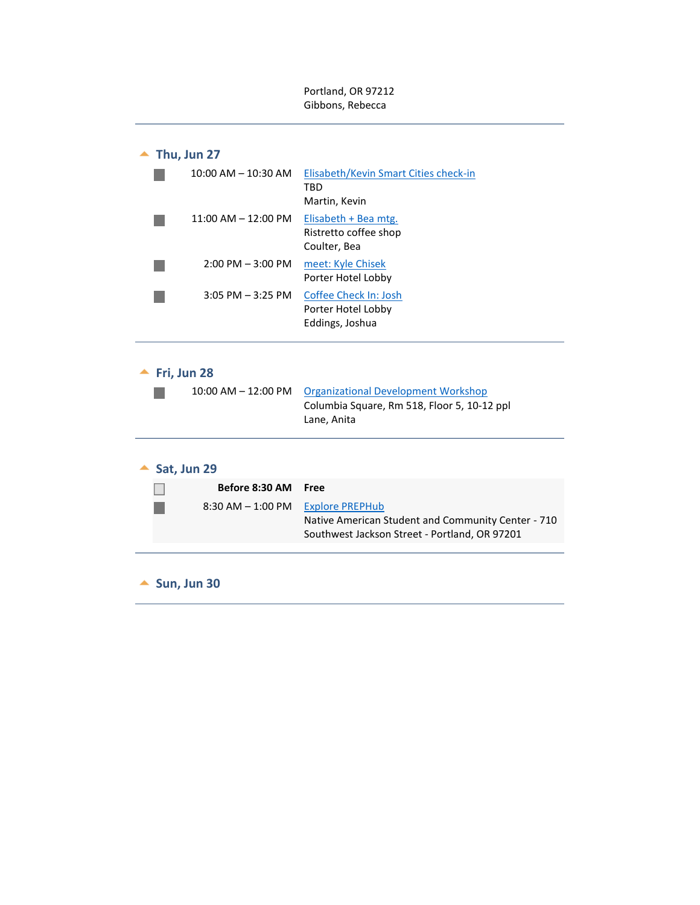Portland, OR 97212
Gibbons, Rebecca

## Thu, Jun 27

| | | |
|---|---|---|
| 10:00 AM – 10:30 AM | Elisabeth/Kevin Smart Cities check-in | TBD<br>Martin, Kevin |
| 11:00 AM – 12:00 PM | Elisabeth + Bea mtg. | Ristretto coffee shop<br>Coulter, Bea |
| 2:00 PM – 3:00 PM | meet: Kyle Chisek | Porter Hotel Lobby |
| 3:05 PM – 3:25 PM | Coffee Check In: Josh | Porter Hotel Lobby<br>Eddings, Joshua |

## Fri, Jun 28

| | | |
|---|---|---|
| 10:00 AM – 12:00 PM | Organizational Development Workshop | Columbia Square, Rm 518, Floor 5, 10-12 ppl<br>Lane, Anita |

## Sat, Jun 29

| | | |
|---|---|---|
| **Before 8:30 AM** | **Free** | |
| 8:30 AM – 1:00 PM | Explore PREPHub | Native American Student and Community Center - 710 Southwest Jackson Street - Portland, OR 97201 |

## Sun, Jun 30